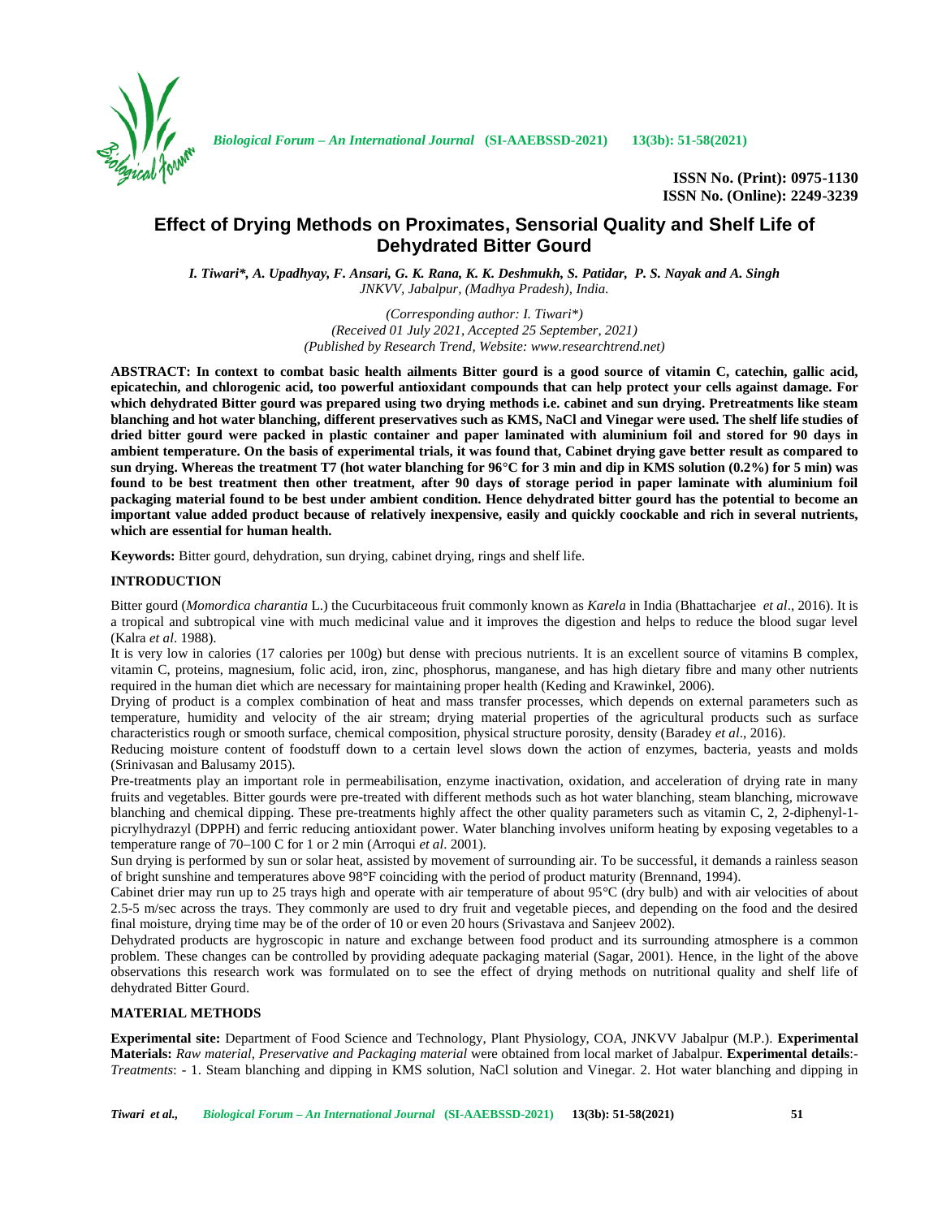# Effect of Drying Methods on Proximates, Sensorial Quality and Shelf Life of Dehydrated Bitter Gourd

*I. Tiwari\*, A. Upadhyay, F. Ansari, G. K. Rana, K. K. Deshmukh, S. Patidar, P. S. Nayak and A. Singh*
*JNKVV, Jabalpur, (Madhya Pradesh), India.*

*(Corresponding author: I. Tiwari\*)*
*(Received 01 July 2021, Accepted 25 September, 2021)*
*(Published by Research Trend, Website: www.researchtrend.net)*

**ABSTRACT: In context to combat basic health ailments Bitter gourd is a good source of vitamin C, catechin, gallic acid, epicatechin, and chlorogenic acid, too powerful antioxidant compounds that can help protect your cells against damage. For which dehydrated Bitter gourd was prepared using two drying methods i.e. cabinet and sun drying. Pretreatments like steam blanching and hot water blanching, different preservatives such as KMS, NaCl and Vinegar were used. The shelf life studies of dried bitter gourd were packed in plastic container and paper laminated with aluminium foil and stored for 90 days in ambient temperature. On the basis of experimental trials, it was found that, Cabinet drying gave better result as compared to sun drying. Whereas the treatment T7 (hot water blanching for 96°C for 3 min and dip in KMS solution (0.2%) for 5 min) was found to be best treatment then other treatment, after 90 days of storage period in paper laminate with aluminium foil packaging material found to be best under ambient condition. Hence dehydrated bitter gourd has the potential to become an important value added product because of relatively inexpensive, easily and quickly coockable and rich in several nutrients, which are essential for human health.**

**Keywords:** Bitter gourd, dehydration, sun drying, cabinet drying, rings and shelf life.

## INTRODUCTION

Bitter gourd (*Momordica charantia* L.) the Cucurbitaceous fruit commonly known as *Karela* in India (Bhattacharjee *et al*., 2016). It is a tropical and subtropical vine with much medicinal value and it improves the digestion and helps to reduce the blood sugar level (Kalra *et al*. 1988).

It is very low in calories (17 calories per 100g) but dense with precious nutrients. It is an excellent source of vitamins B complex, vitamin C, proteins, magnesium, folic acid, iron, zinc, phosphorus, manganese, and has high dietary fibre and many other nutrients required in the human diet which are necessary for maintaining proper health (Keding and Krawinkel, 2006).

Drying of product is a complex combination of heat and mass transfer processes, which depends on external parameters such as temperature, humidity and velocity of the air stream; drying material properties of the agricultural products such as surface characteristics rough or smooth surface, chemical composition, physical structure porosity, density (Baradey *et al*., 2016).

Reducing moisture content of foodstuff down to a certain level slows down the action of enzymes, bacteria, yeasts and molds (Srinivasan and Balusamy 2015).

Pre-treatments play an important role in permeabilisation, enzyme inactivation, oxidation, and acceleration of drying rate in many fruits and vegetables. Bitter gourds were pre-treated with different methods such as hot water blanching, steam blanching, microwave blanching and chemical dipping. These pre-treatments highly affect the other quality parameters such as vitamin C, 2, 2-diphenyl-1-picrylhydrazyl (DPPH) and ferric reducing antioxidant power. Water blanching involves uniform heating by exposing vegetables to a temperature range of 70–100 C for 1 or 2 min (Arroqui *et al*. 2001).

Sun drying is performed by sun or solar heat, assisted by movement of surrounding air. To be successful, it demands a rainless season of bright sunshine and temperatures above 98°F coinciding with the period of product maturity (Brennand, 1994).

Cabinet drier may run up to 25 trays high and operate with air temperature of about 95°C (dry bulb) and with air velocities of about 2.5-5 m/sec across the trays. They commonly are used to dry fruit and vegetable pieces, and depending on the food and the desired final moisture, drying time may be of the order of 10 or even 20 hours (Srivastava and Sanjeev 2002).

Dehydrated products are hygroscopic in nature and exchange between food product and its surrounding atmosphere is a common problem. These changes can be controlled by providing adequate packaging material (Sagar, 2001). Hence, in the light of the above observations this research work was formulated on to see the effect of drying methods on nutritional quality and shelf life of dehydrated Bitter Gourd.

## MATERIAL METHODS

**Experimental site:** Department of Food Science and Technology, Plant Physiology, COA, JNKVV Jabalpur (M.P.). **Experimental Materials:** *Raw material, Preservative and Packaging material* were obtained from local market of Jabalpur. **Experimental details**:- *Treatments*: - 1. Steam blanching and dipping in KMS solution, NaCl solution and Vinegar. 2. Hot water blanching and dipping in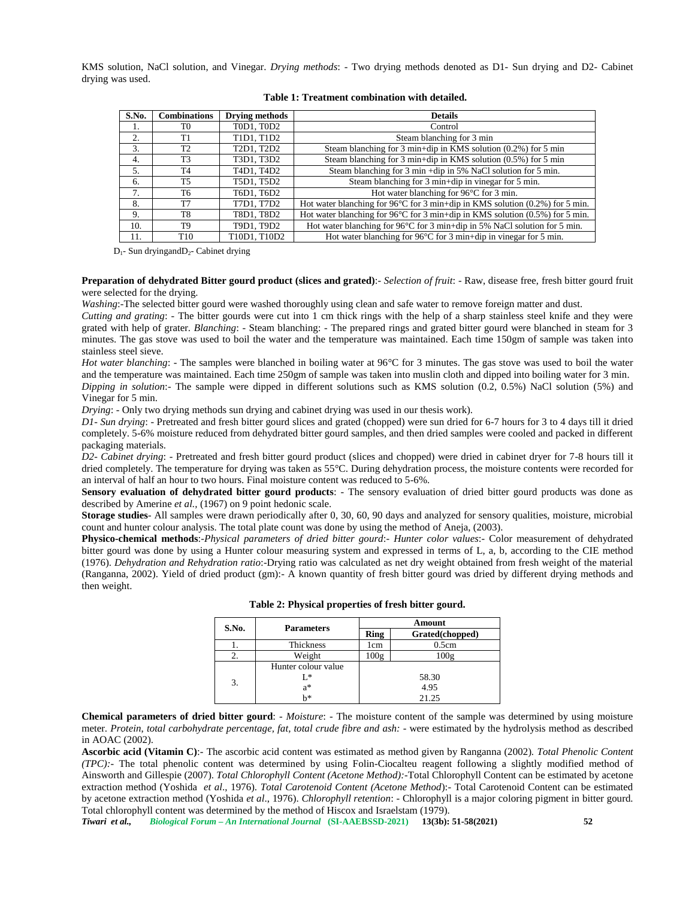KMS solution, NaCl solution, and Vinegar. *Drying methods*: - Two drying methods denoted as D1- Sun drying and D2- Cabinet drying was used.

**Table 1: Treatment combination with detailed.**

| S.No. | Combinations | Drying methods | Details |
|---|---|---|---|
| 1. | T0 | T0D1, T0D2 | Control |
| 2. | T1 | T1D1, T1D2 | Steam blanching for 3 min |
| 3. | T2 | T2D1, T2D2 | Steam blanching for 3 min+dip in KMS solution (0.2%) for 5 min |
| 4. | T3 | T3D1, T3D2 | Steam blanching for 3 min+dip in KMS solution (0.5%) for 5 min |
| 5. | T4 | T4D1, T4D2 | Steam blanching for 3 min +dip in 5% NaCl solution for 5 min. |
| 6. | T5 | T5D1, T5D2 | Steam blanching for 3 min+dip in vinegar for 5 min. |
| 7. | T6 | T6D1, T6D2 | Hot water blanching for 96°C for 3 min. |
| 8. | T7 | T7D1, T7D2 | Hot water blanching for 96°C for 3 min+dip in KMS solution (0.2%) for 5 min. |
| 9. | T8 | T8D1, T8D2 | Hot water blanching for 96°C for 3 min+dip in KMS solution (0.5%) for 5 min. |
| 10. | T9 | T9D1, T9D2 | Hot water blanching for 96°C for 3 min+dip in 5% NaCl solution for 5 min. |
| 11. | T10 | T10D1, T10D2 | Hot water blanching for 96°C for 3 min+dip in vinegar for 5 min. |

$D_1$- Sun dryingand$D_2$- Cabinet drying

**Preparation of dehydrated Bitter gourd product (slices and grated)**:- *Selection of fruit*: - Raw, disease free, fresh bitter gourd fruit were selected for the drying.

*Washing*:-The selected bitter gourd were washed thoroughly using clean and safe water to remove foreign matter and dust.

*Cutting and grating*: - The bitter gourds were cut into 1 cm thick rings with the help of a sharp stainless steel knife and they were grated with help of grater. *Blanching*: - Steam blanching: - The prepared rings and grated bitter gourd were blanched in steam for 3 minutes. The gas stove was used to boil the water and the temperature was maintained. Each time 150gm of sample was taken into stainless steel sieve.

*Hot water blanching*: - The samples were blanched in boiling water at 96°C for 3 minutes. The gas stove was used to boil the water and the temperature was maintained. Each time 250gm of sample was taken into muslin cloth and dipped into boiling water for 3 min.

*Dipping in solution*:- The sample were dipped in different solutions such as KMS solution (0.2, 0.5%) NaCl solution (5%) and Vinegar for 5 min.

*Drying*: - Only two drying methods sun drying and cabinet drying was used in our thesis work).

*D1- Sun drying*: - Pretreated and fresh bitter gourd slices and grated (chopped) were sun dried for 6-7 hours for 3 to 4 days till it dried completely. 5-6% moisture reduced from dehydrated bitter gourd samples, and then dried samples were cooled and packed in different packaging materials.

*D2- Cabinet drying*: - Pretreated and fresh bitter gourd product (slices and chopped) were dried in cabinet dryer for 7-8 hours till it dried completely. The temperature for drying was taken as 55°C. During dehydration process, the moisture contents were recorded for an interval of half an hour to two hours. Final moisture content was reduced to 5-6%.

**Sensory evaluation of dehydrated bitter gourd products**: - The sensory evaluation of dried bitter gourd products was done as described by Amerine *et al.,* (1967) on 9 point hedonic scale.

**Storage studies**- All samples were drawn periodically after 0, 30, 60, 90 days and analyzed for sensory qualities, moisture, microbial count and hunter colour analysis. The total plate count was done by using the method of Aneja, (2003).

**Physico-chemical methods**:-*Physical parameters of dried bitter gourd*:- *Hunter color values*:- Color measurement of dehydrated bitter gourd was done by using a Hunter colour measuring system and expressed in terms of L, a, b, according to the CIE method (1976). *Dehydration and Rehydration ratio*:-Drying ratio was calculated as net dry weight obtained from fresh weight of the material (Ranganna, 2002). Yield of dried product (gm):- A known quantity of fresh bitter gourd was dried by different drying methods and then weight.

**Table 2: Physical properties of fresh bitter gourd.**

| S.No. | Parameters | Amount | |
|---|---|---|---|
| | | Ring | Grated(chopped) |
| 1. | Thickness | 1cm | 0.5cm |
| 2. | Weight | 100g | 100g |
| 3. | Hunter colour value | | |
| | L* | 58.30 | |
| | a* | 4.95 | |
| | b* | 21.25 | |

**Chemical parameters of dried bitter gourd**: - *Moisture*: - The moisture content of the sample was determined by using moisture meter. *Protein, total carbohydrate percentage, fat, total crude fibre and ash:* - were estimated by the hydrolysis method as described in AOAC (2002).

**Ascorbic acid (Vitamin C)**:- The ascorbic acid content was estimated as method given by Ranganna (2002). *Total Phenolic Content (TPC):*- The total phenolic content was determined by using Folin-Ciocalteu reagent following a slightly modified method of Ainsworth and Gillespie (2007). *Total Chlorophyll Content (Acetone Method):*-Total Chlorophyll Content can be estimated by acetone extraction method (Yoshida *et al*., 1976). *Total Carotenoid Content (Acetone Method*):- Total Carotenoid Content can be estimated by acetone extraction method (Yoshida *et al*., 1976). *Chlorophyll retention*: - Chlorophyll is a major coloring pigment in bitter gourd. Total chlorophyll content was determined by the method of Hiscox and Israelstam (1979).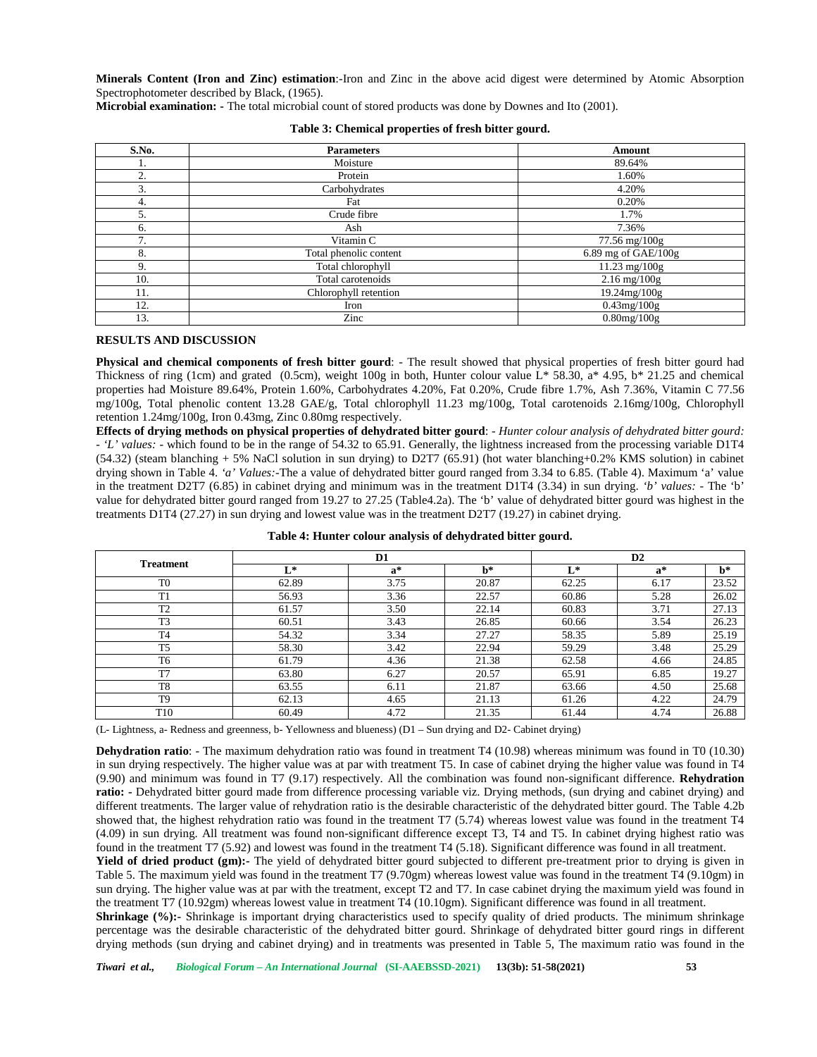**Minerals Content (Iron and Zinc) estimation**:-Iron and Zinc in the above acid digest were determined by Atomic Absorption Spectrophotometer described by Black, (1965).

**Microbial examination: -** The total microbial count of stored products was done by Downes and Ito (2001).

**Table 3: Chemical properties of fresh bitter gourd.**

| S.No. | Parameters | Amount |
|---|---|---|
| 1. | Moisture | 89.64% |
| 2. | Protein | 1.60% |
| 3. | Carbohydrates | 4.20% |
| 4. | Fat | 0.20% |
| 5. | Crude fibre | 1.7% |
| 6. | Ash | 7.36% |
| 7. | Vitamin C | 77.56 mg/100g |
| 8. | Total phenolic content | 6.89 mg of GAE/100g |
| 9. | Total chlorophyll | 11.23 mg/100g |
| 10. | Total carotenoids | 2.16 mg/100g |
| 11. | Chlorophyll retention | 19.24mg/100g |
| 12. | Iron | 0.43mg/100g |
| 13. | Zinc | 0.80mg/100g |

## RESULTS AND DISCUSSION

**Physical and chemical components of fresh bitter gourd**: - The result showed that physical properties of fresh bitter gourd had Thickness of ring (1cm) and grated (0.5cm), weight 100g in both, Hunter colour value L* 58.30, a* 4.95, b* 21.25 and chemical properties had Moisture 89.64%, Protein 1.60%, Carbohydrates 4.20%, Fat 0.20%, Crude fibre 1.7%, Ash 7.36%, Vitamin C 77.56 mg/100g, Total phenolic content 13.28 GAE/g, Total chlorophyll 11.23 mg/100g, Total carotenoids 2.16mg/100g, Chlorophyll retention 1.24mg/100g, Iron 0.43mg, Zinc 0.80mg/100g respectively.

**Effects of drying methods on physical properties of dehydrated bitter gourd**: - *Hunter colour analysis of dehydrated bitter gourd: - 'L' values:* - which found to be in the range of 54.32 to 65.91. Generally, the lightness increased from the processing variable D1T4 (54.32) (steam blanching + 5% NaCl solution in sun drying) to D2T7 (65.91) (hot water blanching+0.2% KMS solution) in cabinet drying shown in Table 4. *'a' Values:*-The a value of dehydrated bitter gourd ranged from 3.34 to 6.85. (Table 4). Maximum 'a' value in the treatment D2T7 (6.85) in cabinet drying and minimum was in the treatment D1T4 (3.34) in sun drying. *'b' values:* - The 'b' value for dehydrated bitter gourd ranged from 19.27 to 27.25 (Table4.2a). The 'b' value of dehydrated bitter gourd was highest in the treatments D1T4 (27.27) in sun drying and lowest value was in the treatment D2T7 (19.27) in cabinet drying.

**Table 4: Hunter colour analysis of dehydrated bitter gourd.**

| Treatment | D1 | | | D2 | | |
|---|---|---|---|---|---|---|
| | L* | a* | b* | L* | a* | b* |
| T0 | 62.89 | 3.75 | 20.87 | 62.25 | 6.17 | 23.52 |
| T1 | 56.93 | 3.36 | 22.57 | 60.86 | 5.28 | 26.02 |
| T2 | 61.57 | 3.50 | 22.14 | 60.83 | 3.71 | 27.13 |
| T3 | 60.51 | 3.43 | 26.85 | 60.66 | 3.54 | 26.23 |
| T4 | 54.32 | 3.34 | 27.27 | 58.35 | 5.89 | 25.19 |
| T5 | 58.30 | 3.42 | 22.94 | 59.29 | 3.48 | 25.29 |
| T6 | 61.79 | 4.36 | 21.38 | 62.58 | 4.66 | 24.85 |
| T7 | 63.80 | 6.27 | 20.57 | 65.91 | 6.85 | 19.27 |
| T8 | 63.55 | 6.11 | 21.87 | 63.66 | 4.50 | 25.68 |
| T9 | 62.13 | 4.65 | 21.13 | 61.26 | 4.22 | 24.79 |
| T10 | 60.49 | 4.72 | 21.35 | 61.44 | 4.74 | 26.88 |

(L- Lightness, a- Redness and greenness, b- Yellowness and blueness) (D1 – Sun drying and D2- Cabinet drying)

**Dehydration ratio**: - The maximum dehydration ratio was found in treatment T4 (10.98) whereas minimum was found in T0 (10.30) in sun drying respectively. The higher value was at par with treatment T5. In case of cabinet drying the higher value was found in T4 (9.90) and minimum was found in T7 (9.17) respectively. All the combination was found non-significant difference. **Rehydration ratio: -** Dehydrated bitter gourd made from difference processing variable viz. Drying methods, (sun drying and cabinet drying) and different treatments. The larger value of rehydration ratio is the desirable characteristic of the dehydrated bitter gourd. The Table 4.2b showed that, the highest rehydration ratio was found in the treatment T7 (5.74) whereas lowest value was found in the treatment T4 (4.09) in sun drying. All treatment was found non-significant difference except T3, T4 and T5. In cabinet drying highest ratio was found in the treatment T7 (5.92) and lowest was found in the treatment T4 (5.18). Significant difference was found in all treatment.

**Yield of dried product (gm):-** The yield of dehydrated bitter gourd subjected to different pre-treatment prior to drying is given in Table 5. The maximum yield was found in the treatment T7 (9.70gm) whereas lowest value was found in the treatment T4 (9.10gm) in sun drying. The higher value was at par with the treatment, except T2 and T7. In case cabinet drying the maximum yield was found in the treatment T7 (10.92gm) whereas lowest value in treatment T4 (10.10gm). Significant difference was found in all treatment.

**Shrinkage (%):-** Shrinkage is important drying characteristics used to specify quality of dried products. The minimum shrinkage percentage was the desirable characteristic of the dehydrated bitter gourd. Shrinkage of dehydrated bitter gourd rings in different drying methods (sun drying and cabinet drying) and in treatments was presented in Table 5, The maximum ratio was found in the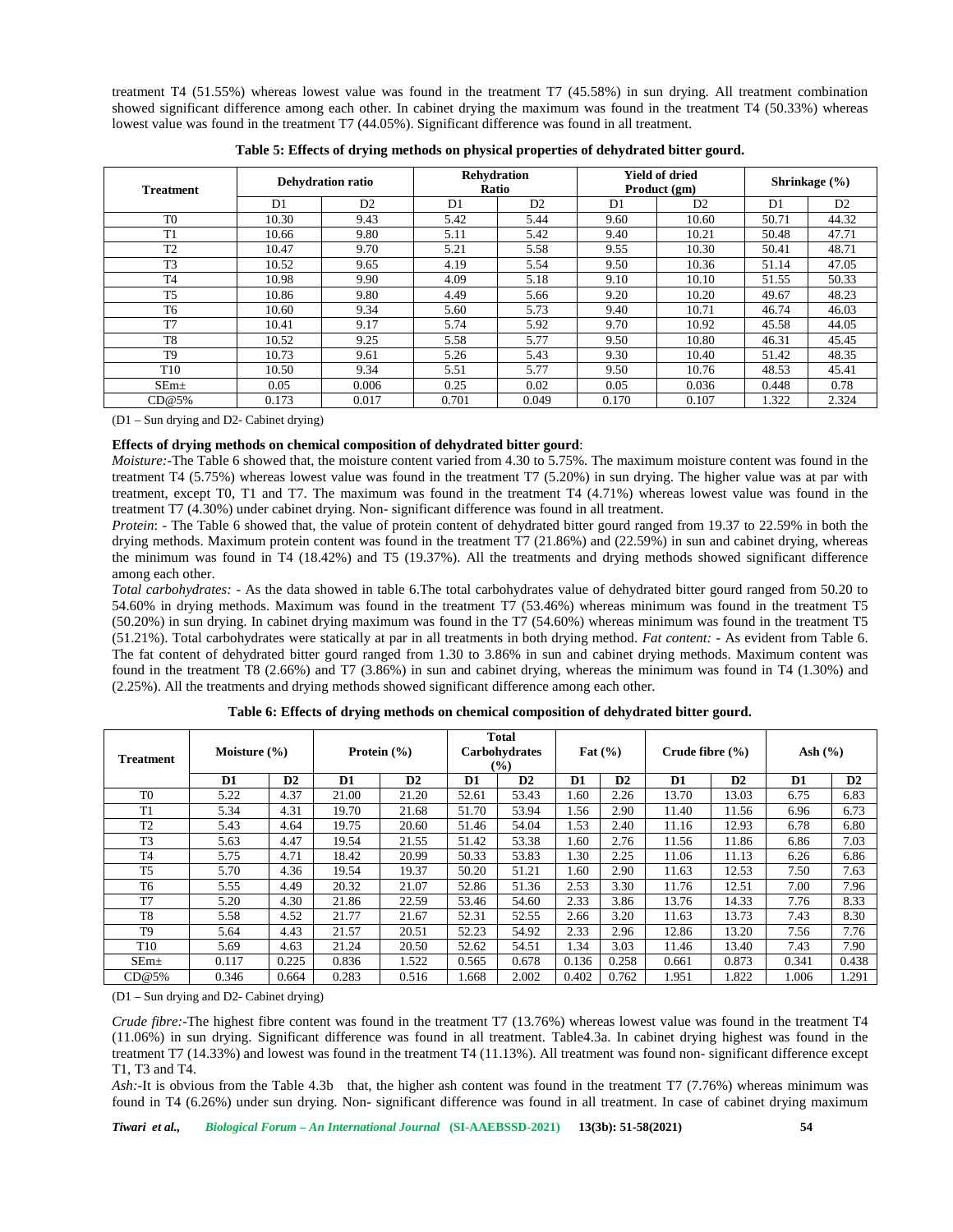treatment T4 (51.55%) whereas lowest value was found in the treatment T7 (45.58%) in sun drying. All treatment combination showed significant difference among each other. In cabinet drying the maximum was found in the treatment T4 (50.33%) whereas lowest value was found in the treatment T7 (44.05%). Significant difference was found in all treatment.

**Table 5: Effects of drying methods on physical properties of dehydrated bitter gourd.**

| Treatment | Dehydration ratio | | Rehydration Ratio | | Yield of dried Product (gm) | | Shrinkage (%) | |
|---|---|---|---|---|---|---|---|---|
| | D1 | D2 | D1 | D2 | D1 | D2 | D1 | D2 |
| T0 | 10.30 | 9.43 | 5.42 | 5.44 | 9.60 | 10.60 | 50.71 | 44.32 |
| T1 | 10.66 | 9.80 | 5.11 | 5.42 | 9.40 | 10.21 | 50.48 | 47.71 |
| T2 | 10.47 | 9.70 | 5.21 | 5.58 | 9.55 | 10.30 | 50.41 | 48.71 |
| T3 | 10.52 | 9.65 | 4.19 | 5.54 | 9.50 | 10.36 | 51.14 | 47.05 |
| T4 | 10.98 | 9.90 | 4.09 | 5.18 | 9.10 | 10.10 | 51.55 | 50.33 |
| T5 | 10.86 | 9.80 | 4.49 | 5.66 | 9.20 | 10.20 | 49.67 | 48.23 |
| T6 | 10.60 | 9.34 | 5.60 | 5.73 | 9.40 | 10.71 | 46.74 | 46.03 |
| T7 | 10.41 | 9.17 | 5.74 | 5.92 | 9.70 | 10.92 | 45.58 | 44.05 |
| T8 | 10.52 | 9.25 | 5.58 | 5.77 | 9.50 | 10.80 | 46.31 | 45.45 |
| T9 | 10.73 | 9.61 | 5.26 | 5.43 | 9.30 | 10.40 | 51.42 | 48.35 |
| T10 | 10.50 | 9.34 | 5.51 | 5.77 | 9.50 | 10.76 | 48.53 | 45.41 |
| SEm± | 0.05 | 0.006 | 0.25 | 0.02 | 0.05 | 0.036 | 0.448 | 0.78 |
| CD@5% | 0.173 | 0.017 | 0.701 | 0.049 | 0.170 | 0.107 | 1.322 | 2.324 |

(D1 – Sun drying and D2- Cabinet drying)

**Effects of drying methods on chemical composition of dehydrated bitter gourd**:

*Moisture:*-The Table 6 showed that, the moisture content varied from 4.30 to 5.75%. The maximum moisture content was found in the treatment T4 (5.75%) whereas lowest value was found in the treatment T7 (5.20%) in sun drying. The higher value was at par with treatment, except T0, T1 and T7. The maximum was found in the treatment T4 (4.71%) whereas lowest value was found in the treatment T7 (4.30%) under cabinet drying. Non- significant difference was found in all treatment.

*Protein*: - The Table 6 showed that, the value of protein content of dehydrated bitter gourd ranged from 19.37 to 22.59% in both the drying methods. Maximum protein content was found in the treatment T7 (21.86%) and (22.59%) in sun and cabinet drying, whereas the minimum was found in T4 (18.42%) and T5 (19.37%). All the treatments and drying methods showed significant difference among each other.

*Total carbohydrates:* - As the data showed in table 6.The total carbohydrates value of dehydrated bitter gourd ranged from 50.20 to 54.60% in drying methods. Maximum was found in the treatment T7 (53.46%) whereas minimum was found in the treatment T5 (50.20%) in sun drying. In cabinet drying maximum was found in the T7 (54.60%) whereas minimum was found in the treatment T5 (51.21%). Total carbohydrates were statically at par in all treatments in both drying method. *Fat content:* - As evident from Table 6. The fat content of dehydrated bitter gourd ranged from 1.30 to 3.86% in sun and cabinet drying methods. Maximum content was found in the treatment T8 (2.66%) and T7 (3.86%) in sun and cabinet drying, whereas the minimum was found in T4 (1.30%) and (2.25%). All the treatments and drying methods showed significant difference among each other.

**Table 6: Effects of drying methods on chemical composition of dehydrated bitter gourd.**

| Treatment | Moisture (%) | | Protein (%) | | Total Carbohydrates (%) | | Fat (%) | | Crude fibre (%) | | Ash (%) | |
|---|---|---|---|---|---|---|---|---|---|---|---|---|
| | **D1** | **D2** | **D1** | **D2** | **D1** | **D2** | **D1** | **D2** | **D1** | **D2** | **D1** | **D2** |
| T0 | 5.22 | 4.37 | 21.00 | 21.20 | 52.61 | 53.43 | 1.60 | 2.26 | 13.70 | 13.03 | 6.75 | 6.83 |
| T1 | 5.34 | 4.31 | 19.70 | 21.68 | 51.70 | 53.94 | 1.56 | 2.90 | 11.40 | 11.56 | 6.96 | 6.73 |
| T2 | 5.43 | 4.64 | 19.75 | 20.60 | 51.46 | 54.04 | 1.53 | 2.40 | 11.16 | 12.93 | 6.78 | 6.80 |
| T3 | 5.63 | 4.47 | 19.54 | 21.55 | 51.42 | 53.38 | 1.60 | 2.76 | 11.56 | 11.86 | 6.86 | 7.03 |
| T4 | 5.75 | 4.71 | 18.42 | 20.99 | 50.33 | 53.83 | 1.30 | 2.25 | 11.06 | 11.13 | 6.26 | 6.86 |
| T5 | 5.70 | 4.36 | 19.54 | 19.37 | 50.20 | 51.21 | 1.60 | 2.90 | 11.63 | 12.53 | 7.50 | 7.63 |
| T6 | 5.55 | 4.49 | 20.32 | 21.07 | 52.86 | 51.36 | 2.53 | 3.30 | 11.76 | 12.51 | 7.00 | 7.96 |
| T7 | 5.20 | 4.30 | 21.86 | 22.59 | 53.46 | 54.60 | 2.33 | 3.86 | 13.76 | 14.33 | 7.76 | 8.33 |
| T8 | 5.58 | 4.52 | 21.77 | 21.67 | 52.31 | 52.55 | 2.66 | 3.20 | 11.63 | 13.73 | 7.43 | 8.30 |
| T9 | 5.64 | 4.43 | 21.57 | 20.51 | 52.23 | 54.92 | 2.33 | 2.96 | 12.86 | 13.20 | 7.56 | 7.76 |
| T10 | 5.69 | 4.63 | 21.24 | 20.50 | 52.62 | 54.51 | 1.34 | 3.03 | 11.46 | 13.40 | 7.43 | 7.90 |
| SEm± | 0.117 | 0.225 | 0.836 | 1.522 | 0.565 | 0.678 | 0.136 | 0.258 | 0.661 | 0.873 | 0.341 | 0.438 |
| CD@5% | 0.346 | 0.664 | 0.283 | 0.516 | 1.668 | 2.002 | 0.402 | 0.762 | 1.951 | 1.822 | 1.006 | 1.291 |

(D1 – Sun drying and D2- Cabinet drying)

*Crude fibre:*-The highest fibre content was found in the treatment T7 (13.76%) whereas lowest value was found in the treatment T4 (11.06%) in sun drying. Significant difference was found in all treatment. Table4.3a. In cabinet drying highest was found in the treatment T7 (14.33%) and lowest was found in the treatment T4 (11.13%). All treatment was found non- significant difference except T1, T3 and T4.

*Ash:*-It is obvious from the Table 4.3b that, the higher ash content was found in the treatment T7 (7.76%) whereas minimum was found in T4 (6.26%) under sun drying. Non- significant difference was found in all treatment. In case of cabinet drying maximum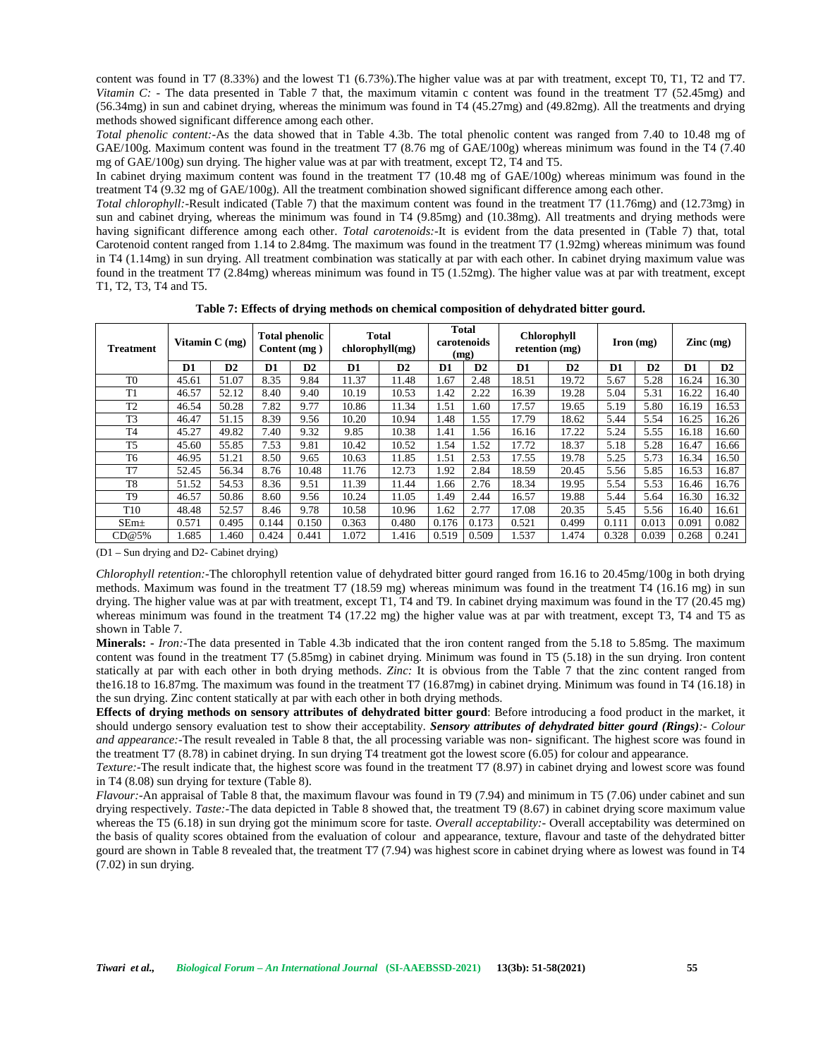content was found in T7 (8.33%) and the lowest T1 (6.73%).The higher value was at par with treatment, except T0, T1, T2 and T7. *Vitamin C:* - The data presented in Table 7 that, the maximum vitamin c content was found in the treatment T7 (52.45mg) and (56.34mg) in sun and cabinet drying, whereas the minimum was found in T4 (45.27mg) and (49.82mg). All the treatments and drying methods showed significant difference among each other.

*Total phenolic content:*-As the data showed that in Table 4.3b. The total phenolic content was ranged from 7.40 to 10.48 mg of GAE/100g. Maximum content was found in the treatment T7 (8.76 mg of GAE/100g) whereas minimum was found in the T4 (7.40 mg of GAE/100g) sun drying. The higher value was at par with treatment, except T2, T4 and T5.

In cabinet drying maximum content was found in the treatment T7 (10.48 mg of GAE/100g) whereas minimum was found in the treatment T4 (9.32 mg of GAE/100g). All the treatment combination showed significant difference among each other.

*Total chlorophyll:*-Result indicated (Table 7) that the maximum content was found in the treatment T7 (11.76mg) and (12.73mg) in sun and cabinet drying, whereas the minimum was found in T4 (9.85mg) and (10.38mg). All treatments and drying methods were having significant difference among each other. *Total carotenoids:*-It is evident from the data presented in (Table 7) that, total Carotenoid content ranged from 1.14 to 2.84mg. The maximum was found in the treatment T7 (1.92mg) whereas minimum was found in T4 (1.14mg) in sun drying. All treatment combination was statically at par with each other. In cabinet drying maximum value was found in the treatment T7 (2.84mg) whereas minimum was found in T5 (1.52mg). The higher value was at par with treatment, except T1, T2, T3, T4 and T5.

**Table 7: Effects of drying methods on chemical composition of dehydrated bitter gourd.**

| Treatment | Vitamin C (mg) | | Total phenolic Content (mg ) | | Total chlorophyll(mg) | | Total carotenoids (mg) | | Chlorophyll retention (mg) | | Iron (mg) | | Zinc (mg) | |
|---|---|---|---|---|---|---|---|---|---|---|---|---|---|---|
| | D1 | D2 | D1 | D2 | D1 | D2 | D1 | D2 | D1 | D2 | D1 | D2 | D1 | D2 |
| T0 | 45.61 | 51.07 | 8.35 | 9.84 | 11.37 | 11.48 | 1.67 | 2.48 | 18.51 | 19.72 | 5.67 | 5.28 | 16.24 | 16.30 |
| T1 | 46.57 | 52.12 | 8.40 | 9.40 | 10.19 | 10.53 | 1.42 | 2.22 | 16.39 | 19.28 | 5.04 | 5.31 | 16.22 | 16.40 |
| T2 | 46.54 | 50.28 | 7.82 | 9.77 | 10.86 | 11.34 | 1.51 | 1.60 | 17.57 | 19.65 | 5.19 | 5.80 | 16.19 | 16.53 |
| T3 | 46.47 | 51.15 | 8.39 | 9.56 | 10.20 | 10.94 | 1.48 | 1.55 | 17.79 | 18.62 | 5.44 | 5.54 | 16.25 | 16.26 |
| T4 | 45.27 | 49.82 | 7.40 | 9.32 | 9.85 | 10.38 | 1.41 | 1.56 | 16.16 | 17.22 | 5.24 | 5.55 | 16.18 | 16.60 |
| T5 | 45.60 | 55.85 | 7.53 | 9.81 | 10.42 | 10.52 | 1.54 | 1.52 | 17.72 | 18.37 | 5.18 | 5.28 | 16.47 | 16.66 |
| T6 | 46.95 | 51.21 | 8.50 | 9.65 | 10.63 | 11.85 | 1.51 | 2.53 | 17.55 | 19.78 | 5.25 | 5.73 | 16.34 | 16.50 |
| T7 | 52.45 | 56.34 | 8.76 | 10.48 | 11.76 | 12.73 | 1.92 | 2.84 | 18.59 | 20.45 | 5.56 | 5.85 | 16.53 | 16.87 |
| T8 | 51.52 | 54.53 | 8.36 | 9.51 | 11.39 | 11.44 | 1.66 | 2.76 | 18.34 | 19.95 | 5.54 | 5.53 | 16.46 | 16.76 |
| T9 | 46.57 | 50.86 | 8.60 | 9.56 | 10.24 | 11.05 | 1.49 | 2.44 | 16.57 | 19.88 | 5.44 | 5.64 | 16.30 | 16.32 |
| T10 | 48.48 | 52.57 | 8.46 | 9.78 | 10.58 | 10.96 | 1.62 | 2.77 | 17.08 | 20.35 | 5.45 | 5.56 | 16.40 | 16.61 |
| SEm± | 0.571 | 0.495 | 0.144 | 0.150 | 0.363 | 0.480 | 0.176 | 0.173 | 0.521 | 0.499 | 0.111 | 0.013 | 0.091 | 0.082 |
| CD@5% | 1.685 | 1.460 | 0.424 | 0.441 | 1.072 | 1.416 | 0.519 | 0.509 | 1.537 | 1.474 | 0.328 | 0.039 | 0.268 | 0.241 |

(D1 – Sun drying and D2- Cabinet drying)

*Chlorophyll retention:*-The chlorophyll retention value of dehydrated bitter gourd ranged from 16.16 to 20.45mg/100g in both drying methods. Maximum was found in the treatment T7 (18.59 mg) whereas minimum was found in the treatment T4 (16.16 mg) in sun drying. The higher value was at par with treatment, except T1, T4 and T9. In cabinet drying maximum was found in the T7 (20.45 mg) whereas minimum was found in the treatment T4 (17.22 mg) the higher value was at par with treatment, except T3, T4 and T5 as shown in Table 7.

**Minerals: -** *Iron:*-The data presented in Table 4.3b indicated that the iron content ranged from the 5.18 to 5.85mg. The maximum content was found in the treatment T7 (5.85mg) in cabinet drying. Minimum was found in T5 (5.18) in the sun drying. Iron content statically at par with each other in both drying methods. *Zinc:* It is obvious from the Table 7 that the zinc content ranged from the16.18 to 16.87mg. The maximum was found in the treatment T7 (16.87mg) in cabinet drying. Minimum was found in T4 (16.18) in the sun drying. Zinc content statically at par with each other in both drying methods.

**Effects of drying methods on sensory attributes of dehydrated bitter gourd**: Before introducing a food product in the market, it should undergo sensory evaluation test to show their acceptability. ***Sensory attributes of dehydrated bitter gourd (Rings)****:- Colour and appearance:*-The result revealed in Table 8 that, the all processing variable was non- significant. The highest score was found in the treatment T7 (8.78) in cabinet drying. In sun drying T4 treatment got the lowest score (6.05) for colour and appearance.

*Texture:*-The result indicate that, the highest score was found in the treatment T7 (8.97) in cabinet drying and lowest score was found in T4 (8.08) sun drying for texture (Table 8).

*Flavour:*-An appraisal of Table 8 that, the maximum flavour was found in T9 (7.94) and minimum in T5 (7.06) under cabinet and sun drying respectively. *Taste:*-The data depicted in Table 8 showed that, the treatment T9 (8.67) in cabinet drying score maximum value whereas the T5 (6.18) in sun drying got the minimum score for taste. *Overall acceptability:*- Overall acceptability was determined on the basis of quality scores obtained from the evaluation of colour and appearance, texture, flavour and taste of the dehydrated bitter gourd are shown in Table 8 revealed that, the treatment T7 (7.94) was highest score in cabinet drying where as lowest was found in T4 (7.02) in sun drying.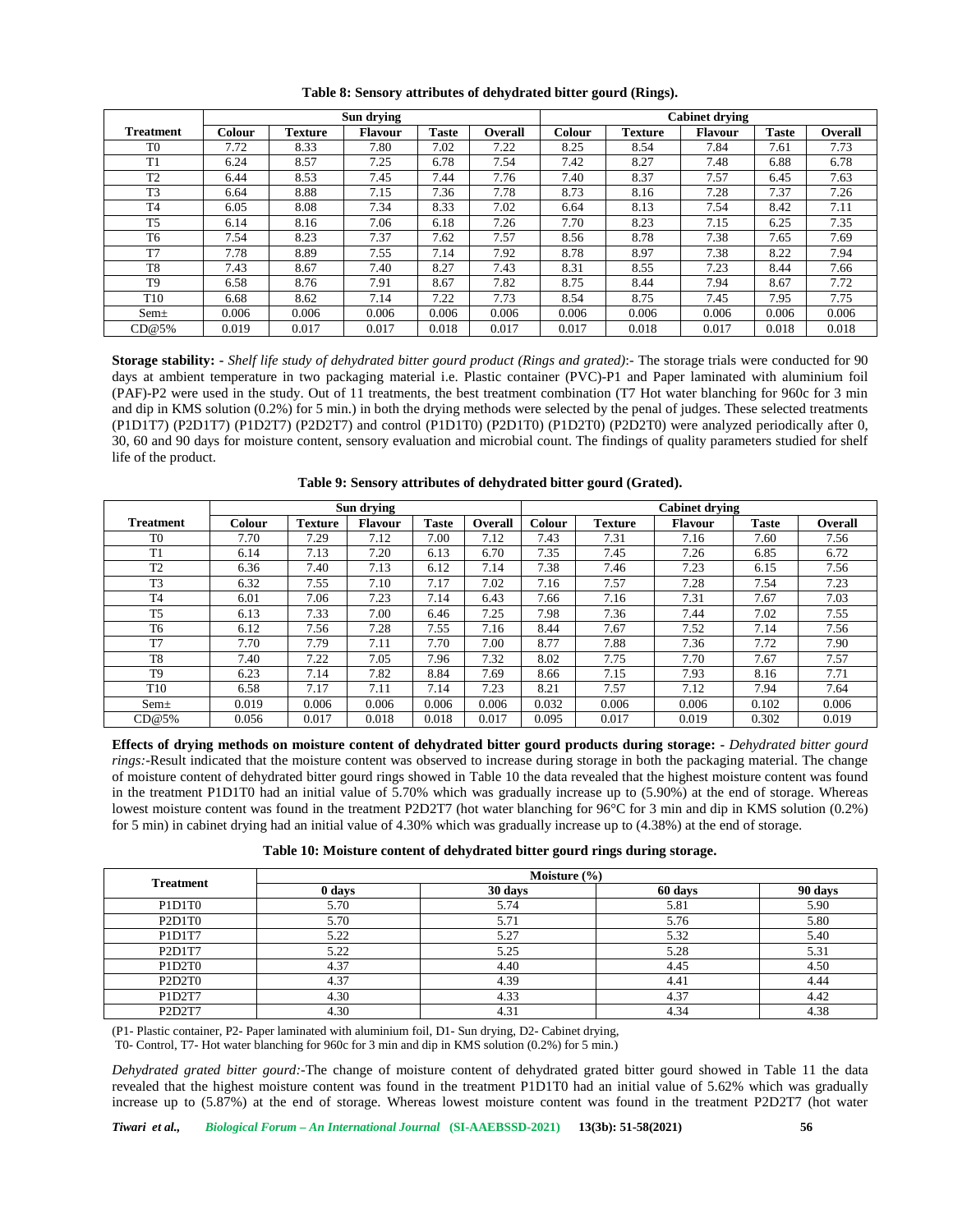**Table 8: Sensory attributes of dehydrated bitter gourd (Rings).**

| Treatment | Sun drying | | | | | Cabinet drying | | | | |
|---|---|---|---|---|---|---|---|---|---|---|
| | Colour | Texture | Flavour | Taste | Overall | Colour | Texture | Flavour | Taste | Overall |
| T0 | 7.72 | 8.33 | 7.80 | 7.02 | 7.22 | 8.25 | 8.54 | 7.84 | 7.61 | 7.73 |
| T1 | 6.24 | 8.57 | 7.25 | 6.78 | 7.54 | 7.42 | 8.27 | 7.48 | 6.88 | 6.78 |
| T2 | 6.44 | 8.53 | 7.45 | 7.44 | 7.76 | 7.40 | 8.37 | 7.57 | 6.45 | 7.63 |
| T3 | 6.64 | 8.88 | 7.15 | 7.36 | 7.78 | 8.73 | 8.16 | 7.28 | 7.37 | 7.26 |
| T4 | 6.05 | 8.08 | 7.34 | 8.33 | 7.02 | 6.64 | 8.13 | 7.54 | 8.42 | 7.11 |
| T5 | 6.14 | 8.16 | 7.06 | 6.18 | 7.26 | 7.70 | 8.23 | 7.15 | 6.25 | 7.35 |
| T6 | 7.54 | 8.23 | 7.37 | 7.62 | 7.57 | 8.56 | 8.78 | 7.38 | 7.65 | 7.69 |
| T7 | 7.78 | 8.89 | 7.55 | 7.14 | 7.92 | 8.78 | 8.97 | 7.38 | 8.22 | 7.94 |
| T8 | 7.43 | 8.67 | 7.40 | 8.27 | 7.43 | 8.31 | 8.55 | 7.23 | 8.44 | 7.66 |
| T9 | 6.58 | 8.76 | 7.91 | 8.67 | 7.82 | 8.75 | 8.44 | 7.94 | 8.67 | 7.72 |
| T10 | 6.68 | 8.62 | 7.14 | 7.22 | 7.73 | 8.54 | 8.75 | 7.45 | 7.95 | 7.75 |
| Sem± | 0.006 | 0.006 | 0.006 | 0.006 | 0.006 | 0.006 | 0.006 | 0.006 | 0.006 | 0.006 |
| CD@5% | 0.019 | 0.017 | 0.017 | 0.018 | 0.017 | 0.017 | 0.018 | 0.017 | 0.018 | 0.018 |

**Storage stability: -** *Shelf life study of dehydrated bitter gourd product (Rings and grated)*:- The storage trials were conducted for 90 days at ambient temperature in two packaging material i.e. Plastic container (PVC)-P1 and Paper laminated with aluminium foil (PAF)-P2 were used in the study. Out of 11 treatments, the best treatment combination (T7 Hot water blanching for 960c for 3 min and dip in KMS solution (0.2%) for 5 min.) in both the drying methods were selected by the penal of judges. These selected treatments (P1D1T7) (P2D1T7) (P1D2T7) (P2D2T7) and control (P1D1T0) (P2D1T0) (P1D2T0) (P2D2T0) were analyzed periodically after 0, 30, 60 and 90 days for moisture content, sensory evaluation and microbial count. The findings of quality parameters studied for shelf life of the product.

**Table 9: Sensory attributes of dehydrated bitter gourd (Grated).**

| Treatment | Sun drying | | | | | Cabinet drying | | | | |
|---|---|---|---|---|---|---|---|---|---|---|
| | Colour | Texture | Flavour | Taste | Overall | Colour | Texture | Flavour | Taste | Overall |
| T0 | 7.70 | 7.29 | 7.12 | 7.00 | 7.12 | 7.43 | 7.31 | 7.16 | 7.60 | 7.56 |
| T1 | 6.14 | 7.13 | 7.20 | 6.13 | 6.70 | 7.35 | 7.45 | 7.26 | 6.85 | 6.72 |
| T2 | 6.36 | 7.40 | 7.13 | 6.12 | 7.14 | 7.38 | 7.46 | 7.23 | 6.15 | 7.56 |
| T3 | 6.32 | 7.55 | 7.10 | 7.17 | 7.02 | 7.16 | 7.57 | 7.28 | 7.54 | 7.23 |
| T4 | 6.01 | 7.06 | 7.23 | 7.14 | 6.43 | 7.66 | 7.16 | 7.31 | 7.67 | 7.03 |
| T5 | 6.13 | 7.33 | 7.00 | 6.46 | 7.25 | 7.98 | 7.36 | 7.44 | 7.02 | 7.55 |
| T6 | 6.12 | 7.56 | 7.28 | 7.55 | 7.16 | 8.44 | 7.67 | 7.52 | 7.14 | 7.56 |
| T7 | 7.70 | 7.79 | 7.11 | 7.70 | 7.00 | 8.77 | 7.88 | 7.36 | 7.72 | 7.90 |
| T8 | 7.40 | 7.22 | 7.05 | 7.96 | 7.32 | 8.02 | 7.75 | 7.70 | 7.67 | 7.57 |
| T9 | 6.23 | 7.14 | 7.82 | 8.84 | 7.69 | 8.66 | 7.15 | 7.93 | 8.16 | 7.71 |
| T10 | 6.58 | 7.17 | 7.11 | 7.14 | 7.23 | 8.21 | 7.57 | 7.12 | 7.94 | 7.64 |
| Sem± | 0.019 | 0.006 | 0.006 | 0.006 | 0.006 | 0.032 | 0.006 | 0.006 | 0.102 | 0.006 |
| CD@5% | 0.056 | 0.017 | 0.018 | 0.018 | 0.017 | 0.095 | 0.017 | 0.019 | 0.302 | 0.019 |

**Effects of drying methods on moisture content of dehydrated bitter gourd products during storage: -** *Dehydrated bitter gourd rings:-*Result indicated that the moisture content was observed to increase during storage in both the packaging material. The change of moisture content of dehydrated bitter gourd rings showed in Table 10 the data revealed that the highest moisture content was found in the treatment P1D1T0 had an initial value of 5.70% which was gradually increase up to (5.90%) at the end of storage. Whereas lowest moisture content was found in the treatment P2D2T7 (hot water blanching for 96°C for 3 min and dip in KMS solution (0.2%) for 5 min) in cabinet drying had an initial value of 4.30% which was gradually increase up to (4.38%) at the end of storage.

**Table 10: Moisture content of dehydrated bitter gourd rings during storage.**

| Treatment | Moisture (%) | | | |
|---|---|---|---|---|
| | 0 days | 30 days | 60 days | 90 days |
| P1D1T0 | 5.70 | 5.74 | 5.81 | 5.90 |
| P2D1T0 | 5.70 | 5.71 | 5.76 | 5.80 |
| P1D1T7 | 5.22 | 5.27 | 5.32 | 5.40 |
| P2D1T7 | 5.22 | 5.25 | 5.28 | 5.31 |
| P1D2T0 | 4.37 | 4.40 | 4.45 | 4.50 |
| P2D2T0 | 4.37 | 4.39 | 4.41 | 4.44 |
| P1D2T7 | 4.30 | 4.33 | 4.37 | 4.42 |
| P2D2T7 | 4.30 | 4.31 | 4.34 | 4.38 |

(P1- Plastic container, P2- Paper laminated with aluminium foil, D1- Sun drying, D2- Cabinet drying,
T0- Control, T7- Hot water blanching for 960c for 3 min and dip in KMS solution (0.2%) for 5 min.)

*Dehydrated grated bitter gourd:-*The change of moisture content of dehydrated grated bitter gourd showed in Table 11 the data revealed that the highest moisture content was found in the treatment P1D1T0 had an initial value of 5.62% which was gradually increase up to (5.87%) at the end of storage. Whereas lowest moisture content was found in the treatment P2D2T7 (hot water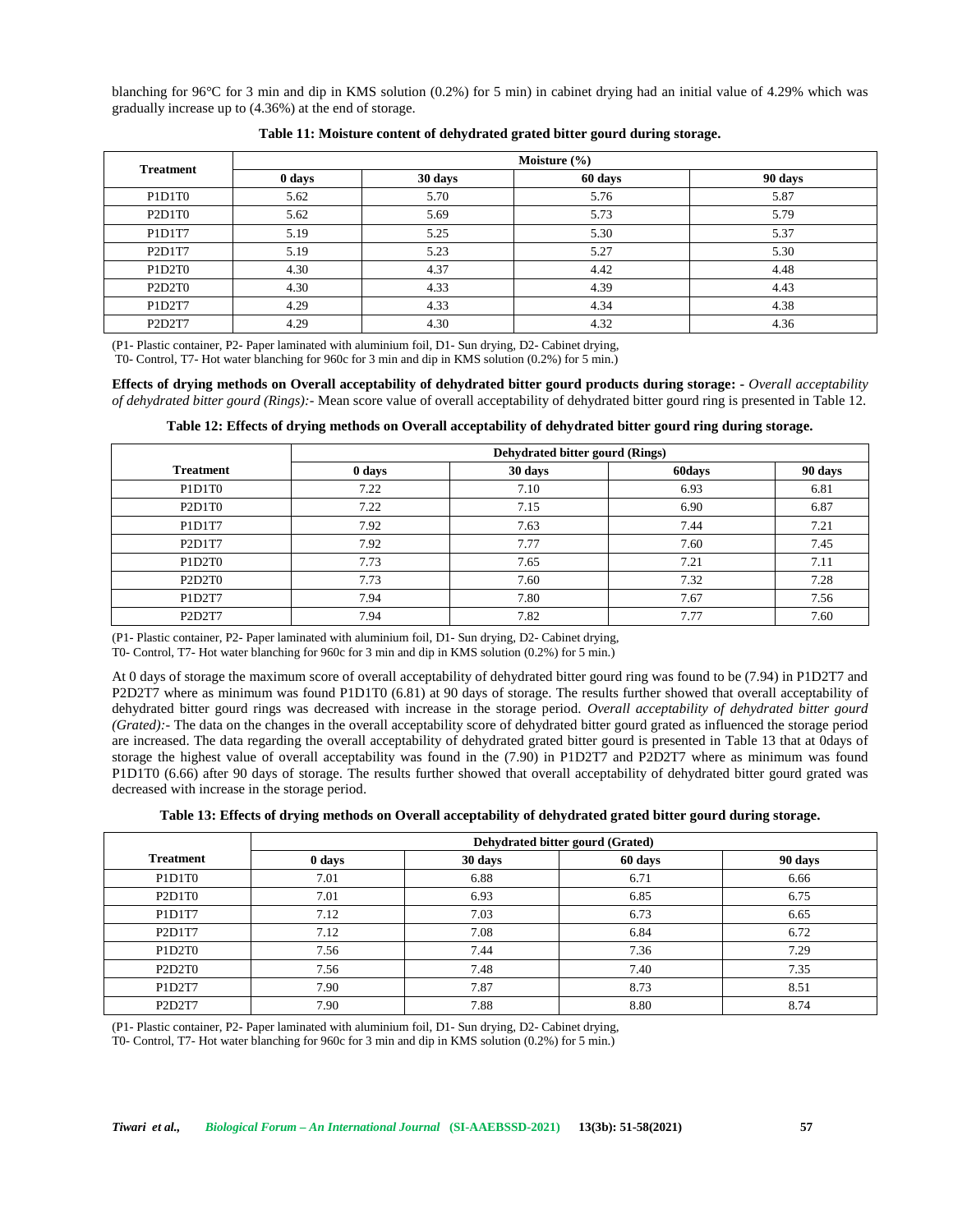blanching for 96°C for 3 min and dip in KMS solution (0.2%) for 5 min) in cabinet drying had an initial value of 4.29% which was gradually increase up to (4.36%) at the end of storage.

**Table 11: Moisture content of dehydrated grated bitter gourd during storage.**

| Treatment | Moisture (%) | | | |
|---|---|---|---|---|
| | 0 days | 30 days | 60 days | 90 days |
| P1D1T0 | 5.62 | 5.70 | 5.76 | 5.87 |
| P2D1T0 | 5.62 | 5.69 | 5.73 | 5.79 |
| P1D1T7 | 5.19 | 5.25 | 5.30 | 5.37 |
| P2D1T7 | 5.19 | 5.23 | 5.27 | 5.30 |
| P1D2T0 | 4.30 | 4.37 | 4.42 | 4.48 |
| P2D2T0 | 4.30 | 4.33 | 4.39 | 4.43 |
| P1D2T7 | 4.29 | 4.33 | 4.34 | 4.38 |
| P2D2T7 | 4.29 | 4.30 | 4.32 | 4.36 |

(P1- Plastic container, P2- Paper laminated with aluminium foil, D1- Sun drying, D2- Cabinet drying,
T0- Control, T7- Hot water blanching for 960c for 3 min and dip in KMS solution (0.2%) for 5 min.)

**Effects of drying methods on Overall acceptability of dehydrated bitter gourd products during storage: -** *Overall acceptability of dehydrated bitter gourd (Rings):-* Mean score value of overall acceptability of dehydrated bitter gourd ring is presented in Table 12.

**Table 12: Effects of drying methods on Overall acceptability of dehydrated bitter gourd ring during storage.**

| | Dehydrated bitter gourd (Rings) | | | |
|---|---|---|---|---|
| Treatment | 0 days | 30 days | 60days | 90 days |
| P1D1T0 | 7.22 | 7.10 | 6.93 | 6.81 |
| P2D1T0 | 7.22 | 7.15 | 6.90 | 6.87 |
| P1D1T7 | 7.92 | 7.63 | 7.44 | 7.21 |
| P2D1T7 | 7.92 | 7.77 | 7.60 | 7.45 |
| P1D2T0 | 7.73 | 7.65 | 7.21 | 7.11 |
| P2D2T0 | 7.73 | 7.60 | 7.32 | 7.28 |
| P1D2T7 | 7.94 | 7.80 | 7.67 | 7.56 |
| P2D2T7 | 7.94 | 7.82 | 7.77 | 7.60 |

(P1- Plastic container, P2- Paper laminated with aluminium foil, D1- Sun drying, D2- Cabinet drying,
T0- Control, T7- Hot water blanching for 960c for 3 min and dip in KMS solution (0.2%) for 5 min.)

At 0 days of storage the maximum score of overall acceptability of dehydrated bitter gourd ring was found to be (7.94) in P1D2T7 and P2D2T7 where as minimum was found P1D1T0 (6.81) at 90 days of storage. The results further showed that overall acceptability of dehydrated bitter gourd rings was decreased with increase in the storage period. *Overall acceptability of dehydrated bitter gourd (Grated):-* The data on the changes in the overall acceptability score of dehydrated bitter gourd grated as influenced the storage period are increased. The data regarding the overall acceptability of dehydrated grated bitter gourd is presented in Table 13 that at 0days of storage the highest value of overall acceptability was found in the (7.90) in P1D2T7 and P2D2T7 where as minimum was found P1D1T0 (6.66) after 90 days of storage. The results further showed that overall acceptability of dehydrated bitter gourd grated was decreased with increase in the storage period.

**Table 13: Effects of drying methods on Overall acceptability of dehydrated grated bitter gourd during storage.**

| | Dehydrated bitter gourd (Grated) | | | |
|---|---|---|---|---|
| Treatment | 0 days | 30 days | 60 days | 90 days |
| P1D1T0 | 7.01 | 6.88 | 6.71 | 6.66 |
| P2D1T0 | 7.01 | 6.93 | 6.85 | 6.75 |
| P1D1T7 | 7.12 | 7.03 | 6.73 | 6.65 |
| P2D1T7 | 7.12 | 7.08 | 6.84 | 6.72 |
| P1D2T0 | 7.56 | 7.44 | 7.36 | 7.29 |
| P2D2T0 | 7.56 | 7.48 | 7.40 | 7.35 |
| P1D2T7 | 7.90 | 7.87 | 8.73 | 8.51 |
| P2D2T7 | 7.90 | 7.88 | 8.80 | 8.74 |

(P1- Plastic container, P2- Paper laminated with aluminium foil, D1- Sun drying, D2- Cabinet drying,
T0- Control, T7- Hot water blanching for 960c for 3 min and dip in KMS solution (0.2%) for 5 min.)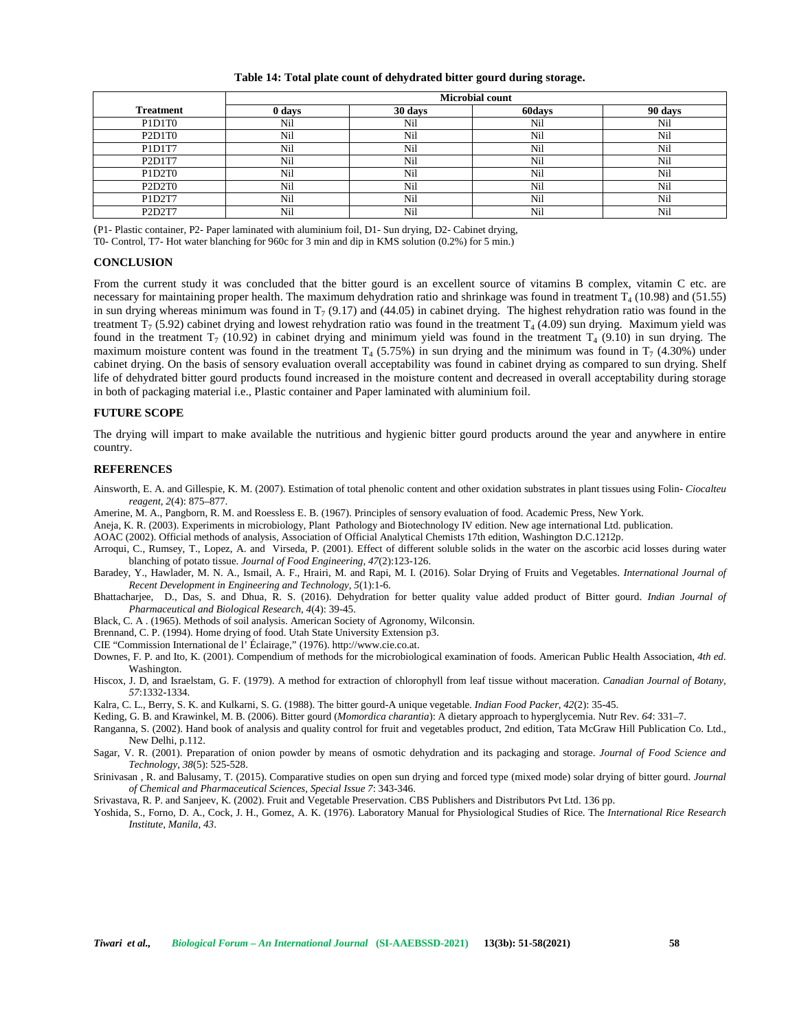**Table 14: Total plate count of dehydrated bitter gourd during storage.**

| Treatment | Microbial count | | | |
|---|---|---|---|---|
| | 0 days | 30 days | 60days | 90 days |
| P1D1T0 | Nil | Nil | Nil | Nil |
| P2D1T0 | Nil | Nil | Nil | Nil |
| P1D1T7 | Nil | Nil | Nil | Nil |
| P2D1T7 | Nil | Nil | Nil | Nil |
| P1D2T0 | Nil | Nil | Nil | Nil |
| P2D2T0 | Nil | Nil | Nil | Nil |
| P1D2T7 | Nil | Nil | Nil | Nil |
| P2D2T7 | Nil | Nil | Nil | Nil |

(P1- Plastic container, P2- Paper laminated with aluminium foil, D1- Sun drying, D2- Cabinet drying,
T0- Control, T7- Hot water blanching for 960c for 3 min and dip in KMS solution (0.2%) for 5 min.)

## CONCLUSION

From the current study it was concluded that the bitter gourd is an excellent source of vitamins B complex, vitamin C etc. are necessary for maintaining proper health. The maximum dehydration ratio and shrinkage was found in treatment $T_4$ (10.98) and (51.55) in sun drying whereas minimum was found in $T_7$ (9.17) and (44.05) in cabinet drying. The highest rehydration ratio was found in the treatment $T_7$ (5.92) cabinet drying and lowest rehydration ratio was found in the treatment $T_4$ (4.09) sun drying. Maximum yield was found in the treatment $T_7$ (10.92) in cabinet drying and minimum yield was found in the treatment $T_4$ (9.10) in sun drying. The maximum moisture content was found in the treatment $T_4$ (5.75%) in sun drying and the minimum was found in $T_7$ (4.30%) under cabinet drying. On the basis of sensory evaluation overall acceptability was found in cabinet drying as compared to sun drying. Shelf life of dehydrated bitter gourd products found increased in the moisture content and decreased in overall acceptability during storage in both of packaging material i.e., Plastic container and Paper laminated with aluminium foil.

## FUTURE SCOPE

The drying will impart to make available the nutritious and hygienic bitter gourd products around the year and anywhere in entire country.

## REFERENCES

Ainsworth, E. A. and Gillespie, K. M. (2007). Estimation of total phenolic content and other oxidation substrates in plant tissues using Folin- *Ciocalteu reagent, 2*(4): 875–877.

Amerine, M. A., Pangborn, R. M. and Roessless E. B. (1967). Principles of sensory evaluation of food. Academic Press, New York.

Aneja, K. R. (2003). Experiments in microbiology, Plant Pathology and Biotechnology IV edition. New age international Ltd. publication.

AOAC (2002). Official methods of analysis, Association of Official Analytical Chemists 17th edition, Washington D.C.1212p.

Arroqui, C., Rumsey, T., Lopez, A. and Virseda, P. (2001). Effect of different soluble solids in the water on the ascorbic acid losses during water blanching of potato tissue. *Journal of Food Engineering, 47*(2):123-126.

Baradey, Y., Hawlader, M. N. A., Ismail, A. F., Hrairi, M. and Rapi, M. I. (2016). Solar Drying of Fruits and Vegetables. *International Journal of Recent Development in Engineering and Technology, 5*(1):1-6.

Bhattacharjee, D., Das, S. and Dhua, R. S. (2016). Dehydration for better quality value added product of Bitter gourd. *Indian Journal of Pharmaceutical and Biological Research, 4*(4): 39-45.

Black, C. A . (1965). Methods of soil analysis. American Society of Agronomy, Wilconsin.

Brennand, C. P. (1994). Home drying of food. Utah State University Extension p3.

CIE "Commission International de l' Éclairage," (1976). http://www.cie.co.at.

Downes, F. P. and Ito, K. (2001). Compendium of methods for the microbiological examination of foods. American Public Health Association, *4th ed.* Washington.

Hiscox, J. D, and Israelstam, G. F. (1979). A method for extraction of chlorophyll from leaf tissue without maceration. *Canadian Journal of Botany, 57*:1332-1334.

Kalra, C. L., Berry, S. K. and Kulkarni, S. G. (1988). The bitter gourd-A unique vegetable. *Indian Food Packer, 42*(2): 35-45.

Keding, G. B. and Krawinkel, M. B. (2006). Bitter gourd (*Momordica charantia*): A dietary approach to hyperglycemia. Nutr Rev. *64*: 331–7.

Ranganna, S. (2002). Hand book of analysis and quality control for fruit and vegetables product, 2nd edition, Tata McGraw Hill Publication Co. Ltd., New Delhi, p.112.

Sagar, V. R. (2001). Preparation of onion powder by means of osmotic dehydration and its packaging and storage. *Journal of Food Science and Technology, 38*(5): 525-528.

Srinivasan , R. and Balusamy, T. (2015). Comparative studies on open sun drying and forced type (mixed mode) solar drying of bitter gourd. *Journal of Chemical and Pharmaceutical Sciences, Special Issue 7*: 343-346.

Srivastava, R. P. and Sanjeev, K. (2002). Fruit and Vegetable Preservation. CBS Publishers and Distributors Pvt Ltd. 136 pp.

Yoshida, S., Forno, D. A., Cock, J. H., Gomez, A. K. (1976). Laboratory Manual for Physiological Studies of Rice. The *International Rice Research Institute, Manila, 43*.